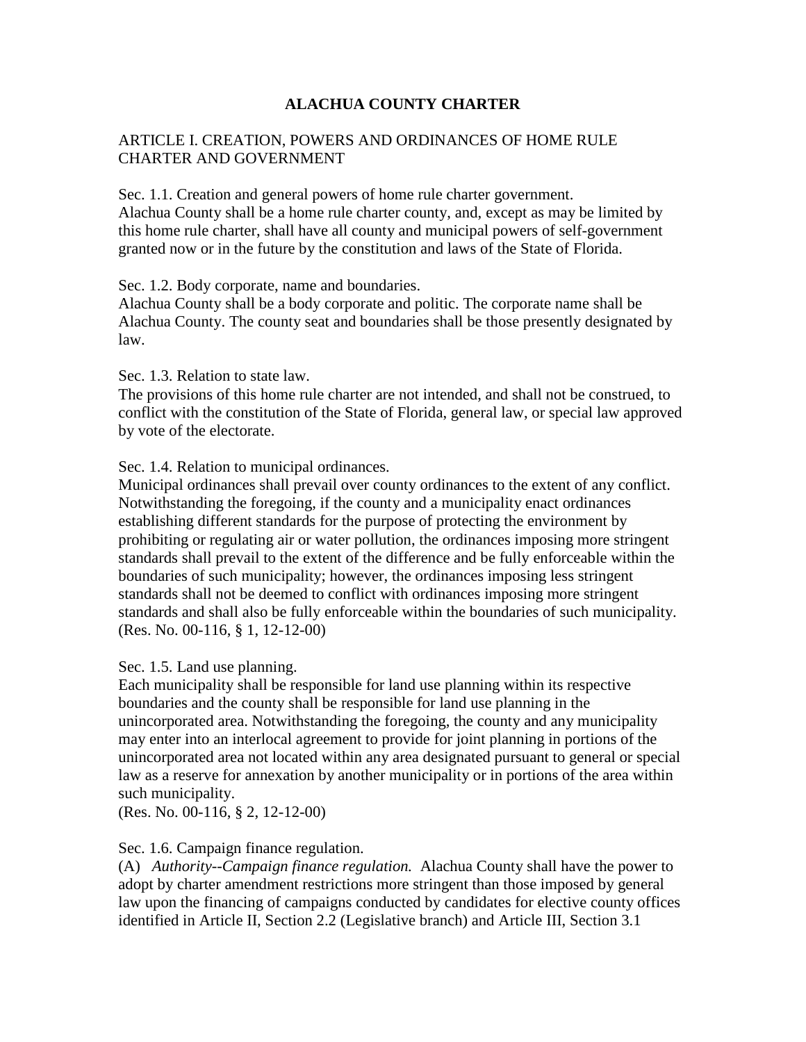# ALACHUA COUNTY CHARTER

## ARTICLE I. CREATION, POWERS AND ORDINANCES OF HOME RULE CHARTER AND GOVERNMENT

Sec. 1.1. Creation and general powers of home rule charter government.
Alachua County shall be a home rule charter county, and, except as may be limited by this home rule charter, shall have all county and municipal powers of self-government granted now or in the future by the constitution and laws of the State of Florida.

Sec. 1.2. Body corporate, name and boundaries.
Alachua County shall be a body corporate and politic. The corporate name shall be Alachua County. The county seat and boundaries shall be those presently designated by law.

Sec. 1.3. Relation to state law.
The provisions of this home rule charter are not intended, and shall not be construed, to conflict with the constitution of the State of Florida, general law, or special law approved by vote of the electorate.

Sec. 1.4. Relation to municipal ordinances.
Municipal ordinances shall prevail over county ordinances to the extent of any conflict. Notwithstanding the foregoing, if the county and a municipality enact ordinances establishing different standards for the purpose of protecting the environment by prohibiting or regulating air or water pollution, the ordinances imposing more stringent standards shall prevail to the extent of the difference and be fully enforceable within the boundaries of such municipality; however, the ordinances imposing less stringent standards shall not be deemed to conflict with ordinances imposing more stringent standards and shall also be fully enforceable within the boundaries of such municipality.
(Res. No. 00-116, § 1, 12-12-00)

Sec. 1.5. Land use planning.
Each municipality shall be responsible for land use planning within its respective boundaries and the county shall be responsible for land use planning in the unincorporated area. Notwithstanding the foregoing, the county and any municipality may enter into an interlocal agreement to provide for joint planning in portions of the unincorporated area not located within any area designated pursuant to general or special law as a reserve for annexation by another municipality or in portions of the area within such municipality.
(Res. No. 00-116, § 2, 12-12-00)

Sec. 1.6. Campaign finance regulation.
(A) *Authority--Campaign finance regulation.* Alachua County shall have the power to adopt by charter amendment restrictions more stringent than those imposed by general law upon the financing of campaigns conducted by candidates for elective county offices identified in Article II, Section 2.2 (Legislative branch) and Article III, Section 3.1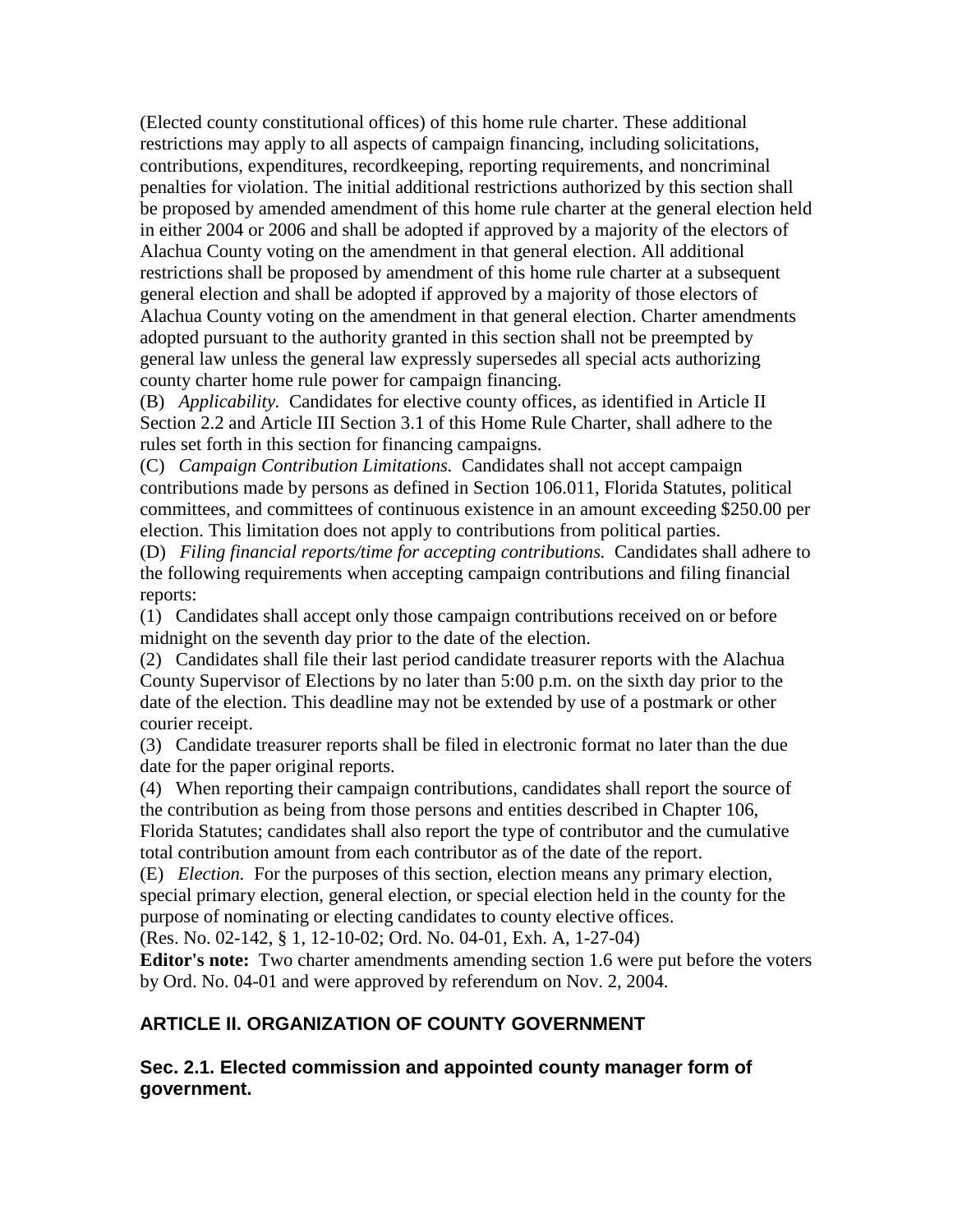(Elected county constitutional offices) of this home rule charter. These additional restrictions may apply to all aspects of campaign financing, including solicitations, contributions, expenditures, recordkeeping, reporting requirements, and noncriminal penalties for violation. The initial additional restrictions authorized by this section shall be proposed by amended amendment of this home rule charter at the general election held in either 2004 or 2006 and shall be adopted if approved by a majority of the electors of Alachua County voting on the amendment in that general election. All additional restrictions shall be proposed by amendment of this home rule charter at a subsequent general election and shall be adopted if approved by a majority of those electors of Alachua County voting on the amendment in that general election. Charter amendments adopted pursuant to the authority granted in this section shall not be preempted by general law unless the general law expressly supersedes all special acts authorizing county charter home rule power for campaign financing.

(B) *Applicability.* Candidates for elective county offices, as identified in Article II Section 2.2 and Article III Section 3.1 of this Home Rule Charter, shall adhere to the rules set forth in this section for financing campaigns.

(C) *Campaign Contribution Limitations.* Candidates shall not accept campaign contributions made by persons as defined in Section 106.011, Florida Statutes, political committees, and committees of continuous existence in an amount exceeding $250.00 per election. This limitation does not apply to contributions from political parties.

(D) *Filing financial reports/time for accepting contributions.* Candidates shall adhere to the following requirements when accepting campaign contributions and filing financial reports:

(1) Candidates shall accept only those campaign contributions received on or before midnight on the seventh day prior to the date of the election.

(2) Candidates shall file their last period candidate treasurer reports with the Alachua County Supervisor of Elections by no later than 5:00 p.m. on the sixth day prior to the date of the election. This deadline may not be extended by use of a postmark or other courier receipt.

(3) Candidate treasurer reports shall be filed in electronic format no later than the due date for the paper original reports.

(4) When reporting their campaign contributions, candidates shall report the source of the contribution as being from those persons and entities described in Chapter 106, Florida Statutes; candidates shall also report the type of contributor and the cumulative total contribution amount from each contributor as of the date of the report.

(E) *Election.* For the purposes of this section, election means any primary election, special primary election, general election, or special election held in the county for the purpose of nominating or electing candidates to county elective offices.

(Res. No. 02-142, § 1, 12-10-02; Ord. No. 04-01, Exh. A, 1-27-04)

**Editor's note:** Two charter amendments amending section 1.6 were put before the voters by Ord. No. 04-01 and were approved by referendum on Nov. 2, 2004.

## ARTICLE II. ORGANIZATION OF COUNTY GOVERNMENT

### Sec. 2.1. Elected commission and appointed county manager form of government.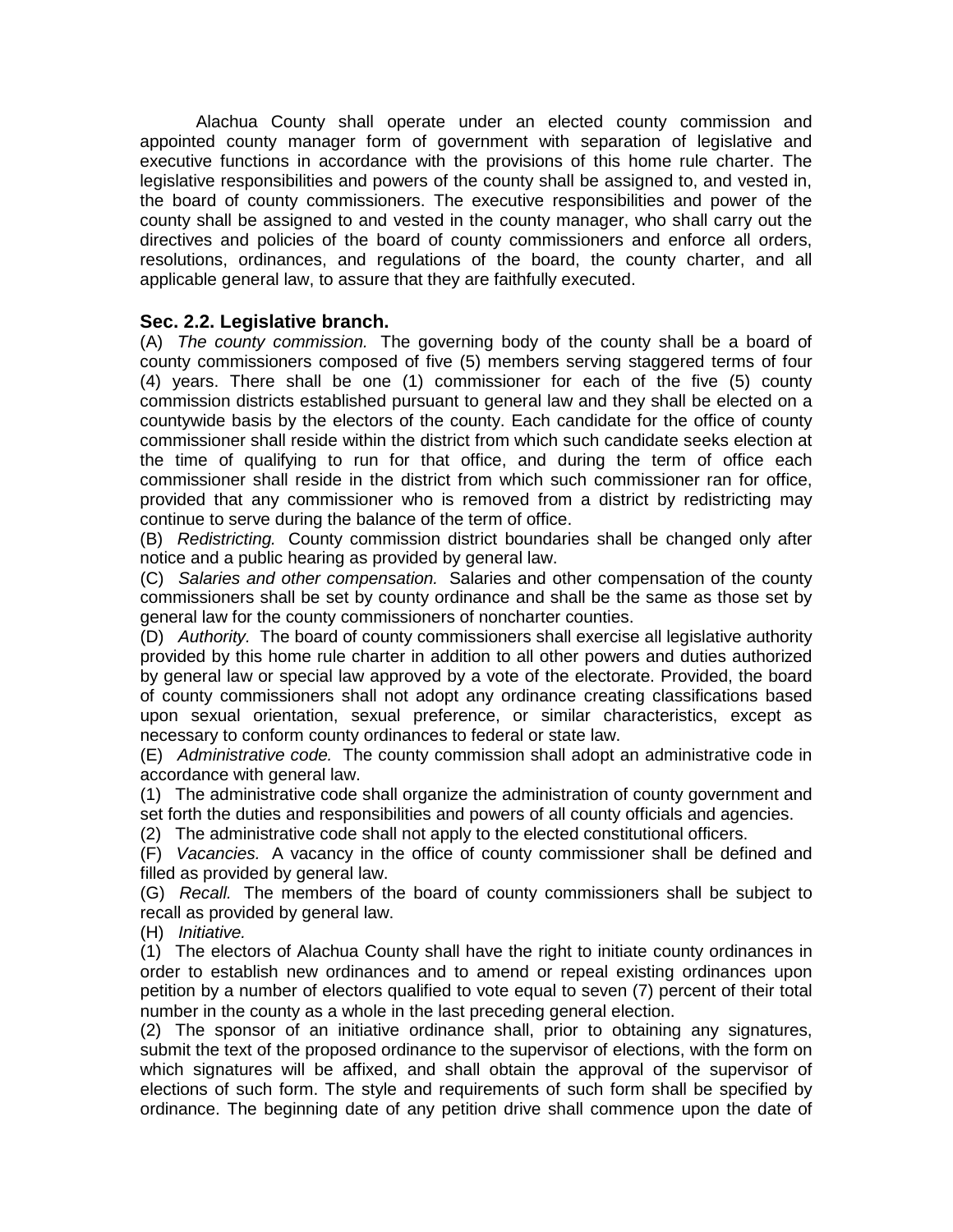Alachua County shall operate under an elected county commission and appointed county manager form of government with separation of legislative and executive functions in accordance with the provisions of this home rule charter. The legislative responsibilities and powers of the county shall be assigned to, and vested in, the board of county commissioners. The executive responsibilities and power of the county shall be assigned to and vested in the county manager, who shall carry out the directives and policies of the board of county commissioners and enforce all orders, resolutions, ordinances, and regulations of the board, the county charter, and all applicable general law, to assure that they are faithfully executed.

### Sec. 2.2. Legislative branch.

(A) *The county commission.* The governing body of the county shall be a board of county commissioners composed of five (5) members serving staggered terms of four (4) years. There shall be one (1) commissioner for each of the five (5) county commission districts established pursuant to general law and they shall be elected on a countywide basis by the electors of the county. Each candidate for the office of county commissioner shall reside within the district from which such candidate seeks election at the time of qualifying to run for that office, and during the term of office each commissioner shall reside in the district from which such commissioner ran for office, provided that any commissioner who is removed from a district by redistricting may continue to serve during the balance of the term of office.

(B) *Redistricting.* County commission district boundaries shall be changed only after notice and a public hearing as provided by general law.

(C) *Salaries and other compensation.* Salaries and other compensation of the county commissioners shall be set by county ordinance and shall be the same as those set by general law for the county commissioners of noncharter counties.

(D) *Authority.* The board of county commissioners shall exercise all legislative authority provided by this home rule charter in addition to all other powers and duties authorized by general law or special law approved by a vote of the electorate. Provided, the board of county commissioners shall not adopt any ordinance creating classifications based upon sexual orientation, sexual preference, or similar characteristics, except as necessary to conform county ordinances to federal or state law.

(E) *Administrative code.* The county commission shall adopt an administrative code in accordance with general law.

(1) The administrative code shall organize the administration of county government and set forth the duties and responsibilities and powers of all county officials and agencies.

(2) The administrative code shall not apply to the elected constitutional officers.

(F) *Vacancies.* A vacancy in the office of county commissioner shall be defined and filled as provided by general law.

(G) *Recall.* The members of the board of county commissioners shall be subject to recall as provided by general law.

(H) *Initiative.*

(1) The electors of Alachua County shall have the right to initiate county ordinances in order to establish new ordinances and to amend or repeal existing ordinances upon petition by a number of electors qualified to vote equal to seven (7) percent of their total number in the county as a whole in the last preceding general election.

(2) The sponsor of an initiative ordinance shall, prior to obtaining any signatures, submit the text of the proposed ordinance to the supervisor of elections, with the form on which signatures will be affixed, and shall obtain the approval of the supervisor of elections of such form. The style and requirements of such form shall be specified by ordinance. The beginning date of any petition drive shall commence upon the date of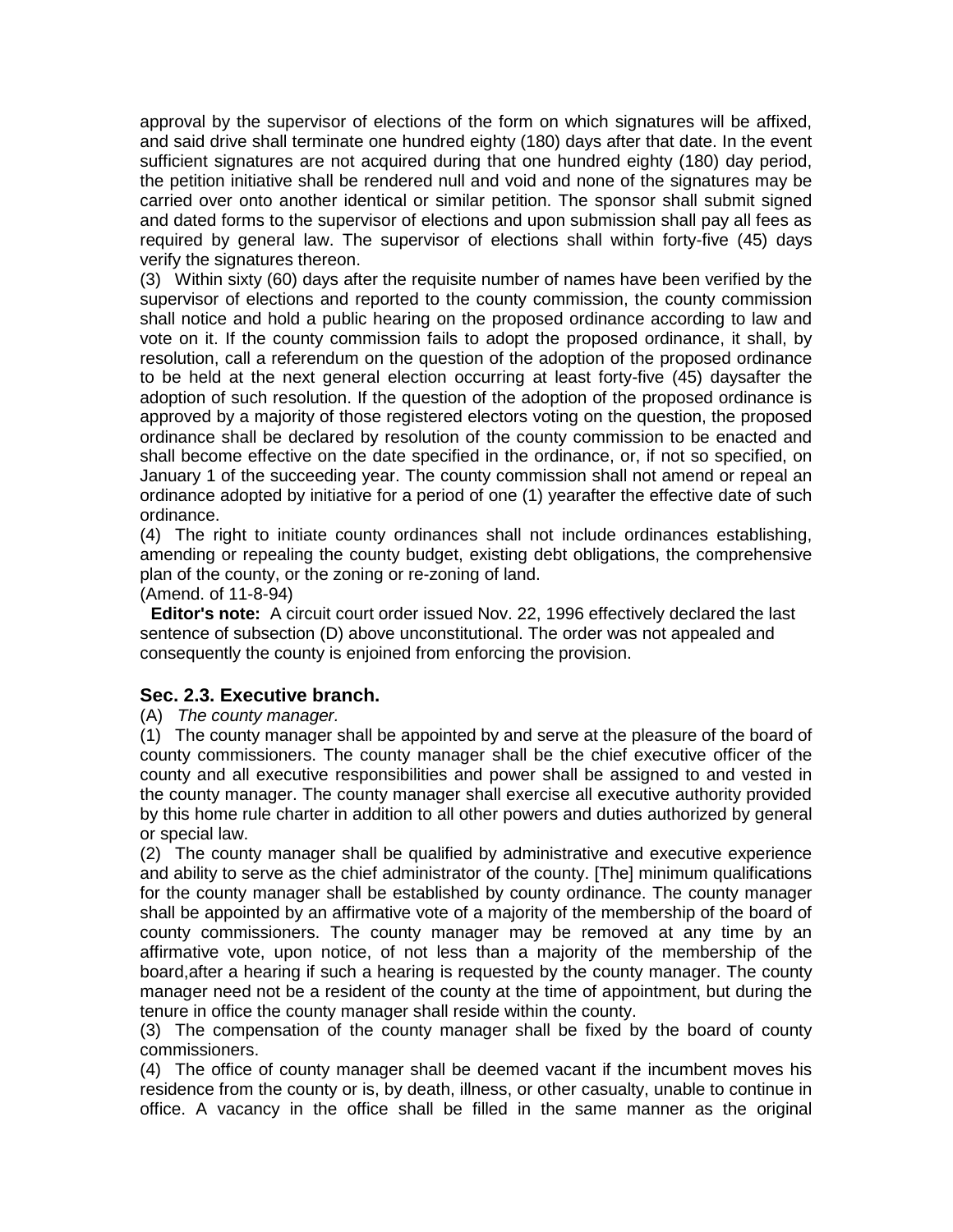approval by the supervisor of elections of the form on which signatures will be affixed, and said drive shall terminate one hundred eighty (180) days after that date. In the event sufficient signatures are not acquired during that one hundred eighty (180) day period, the petition initiative shall be rendered null and void and none of the signatures may be carried over onto another identical or similar petition. The sponsor shall submit signed and dated forms to the supervisor of elections and upon submission shall pay all fees as required by general law. The supervisor of elections shall within forty-five (45) days verify the signatures thereon.

(3) Within sixty (60) days after the requisite number of names have been verified by the supervisor of elections and reported to the county commission, the county commission shall notice and hold a public hearing on the proposed ordinance according to law and vote on it. If the county commission fails to adopt the proposed ordinance, it shall, by resolution, call a referendum on the question of the adoption of the proposed ordinance to be held at the next general election occurring at least forty-five (45) daysafter the adoption of such resolution. If the question of the adoption of the proposed ordinance is approved by a majority of those registered electors voting on the question, the proposed ordinance shall be declared by resolution of the county commission to be enacted and shall become effective on the date specified in the ordinance, or, if not so specified, on January 1 of the succeeding year. The county commission shall not amend or repeal an ordinance adopted by initiative for a period of one (1) yearafter the effective date of such ordinance.

(4) The right to initiate county ordinances shall not include ordinances establishing, amending or repealing the county budget, existing debt obligations, the comprehensive plan of the county, or the zoning or re-zoning of land.

(Amend. of 11-8-94)

**Editor's note:** A circuit court order issued Nov. 22, 1996 effectively declared the last sentence of subsection (D) above unconstitutional. The order was not appealed and consequently the county is enjoined from enforcing the provision.

### Sec. 2.3. Executive branch.

(A) *The county manager.*

(1) The county manager shall be appointed by and serve at the pleasure of the board of county commissioners. The county manager shall be the chief executive officer of the county and all executive responsibilities and power shall be assigned to and vested in the county manager. The county manager shall exercise all executive authority provided by this home rule charter in addition to all other powers and duties authorized by general or special law.

(2) The county manager shall be qualified by administrative and executive experience and ability to serve as the chief administrator of the county. [The] minimum qualifications for the county manager shall be established by county ordinance. The county manager shall be appointed by an affirmative vote of a majority of the membership of the board of county commissioners. The county manager may be removed at any time by an affirmative vote, upon notice, of not less than a majority of the membership of the board,after a hearing if such a hearing is requested by the county manager. The county manager need not be a resident of the county at the time of appointment, but during the tenure in office the county manager shall reside within the county.

(3) The compensation of the county manager shall be fixed by the board of county commissioners.

(4) The office of county manager shall be deemed vacant if the incumbent moves his residence from the county or is, by death, illness, or other casualty, unable to continue in office. A vacancy in the office shall be filled in the same manner as the original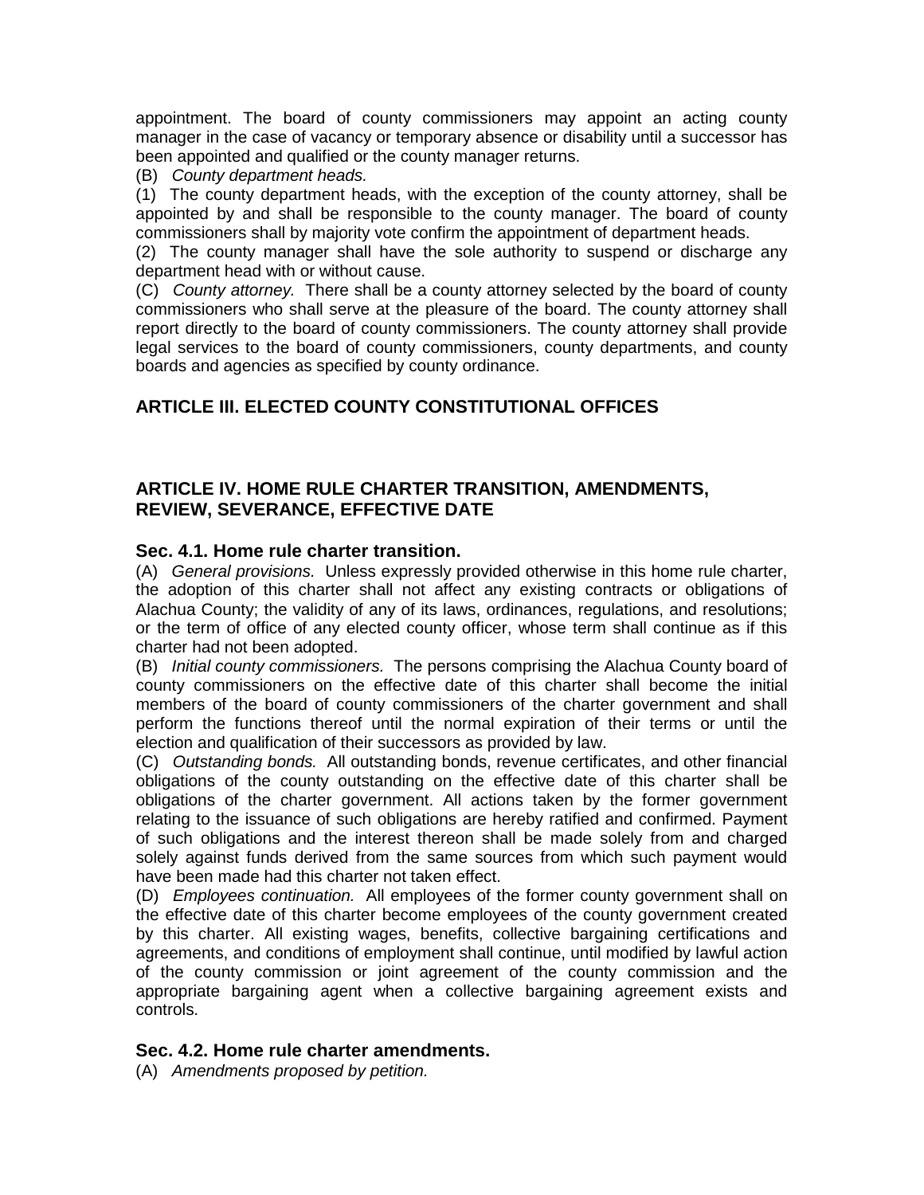appointment. The board of county commissioners may appoint an acting county manager in the case of vacancy or temporary absence or disability until a successor has been appointed and qualified or the county manager returns.

(B) *County department heads.*

(1) The county department heads, with the exception of the county attorney, shall be appointed by and shall be responsible to the county manager. The board of county commissioners shall by majority vote confirm the appointment of department heads.

(2) The county manager shall have the sole authority to suspend or discharge any department head with or without cause.

(C) *County attorney.* There shall be a county attorney selected by the board of county commissioners who shall serve at the pleasure of the board. The county attorney shall report directly to the board of county commissioners. The county attorney shall provide legal services to the board of county commissioners, county departments, and county boards and agencies as specified by county ordinance.

## ARTICLE III. ELECTED COUNTY CONSTITUTIONAL OFFICES

## ARTICLE IV. HOME RULE CHARTER TRANSITION, AMENDMENTS, REVIEW, SEVERANCE, EFFECTIVE DATE

### Sec. 4.1. Home rule charter transition.

(A) *General provisions.* Unless expressly provided otherwise in this home rule charter, the adoption of this charter shall not affect any existing contracts or obligations of Alachua County; the validity of any of its laws, ordinances, regulations, and resolutions; or the term of office of any elected county officer, whose term shall continue as if this charter had not been adopted.

(B) *Initial county commissioners.* The persons comprising the Alachua County board of county commissioners on the effective date of this charter shall become the initial members of the board of county commissioners of the charter government and shall perform the functions thereof until the normal expiration of their terms or until the election and qualification of their successors as provided by law.

(C) *Outstanding bonds.* All outstanding bonds, revenue certificates, and other financial obligations of the county outstanding on the effective date of this charter shall be obligations of the charter government. All actions taken by the former government relating to the issuance of such obligations are hereby ratified and confirmed. Payment of such obligations and the interest thereon shall be made solely from and charged solely against funds derived from the same sources from which such payment would have been made had this charter not taken effect.

(D) *Employees continuation.* All employees of the former county government shall on the effective date of this charter become employees of the county government created by this charter. All existing wages, benefits, collective bargaining certifications and agreements, and conditions of employment shall continue, until modified by lawful action of the county commission or joint agreement of the county commission and the appropriate bargaining agent when a collective bargaining agreement exists and controls.

### Sec. 4.2. Home rule charter amendments.

(A) *Amendments proposed by petition.*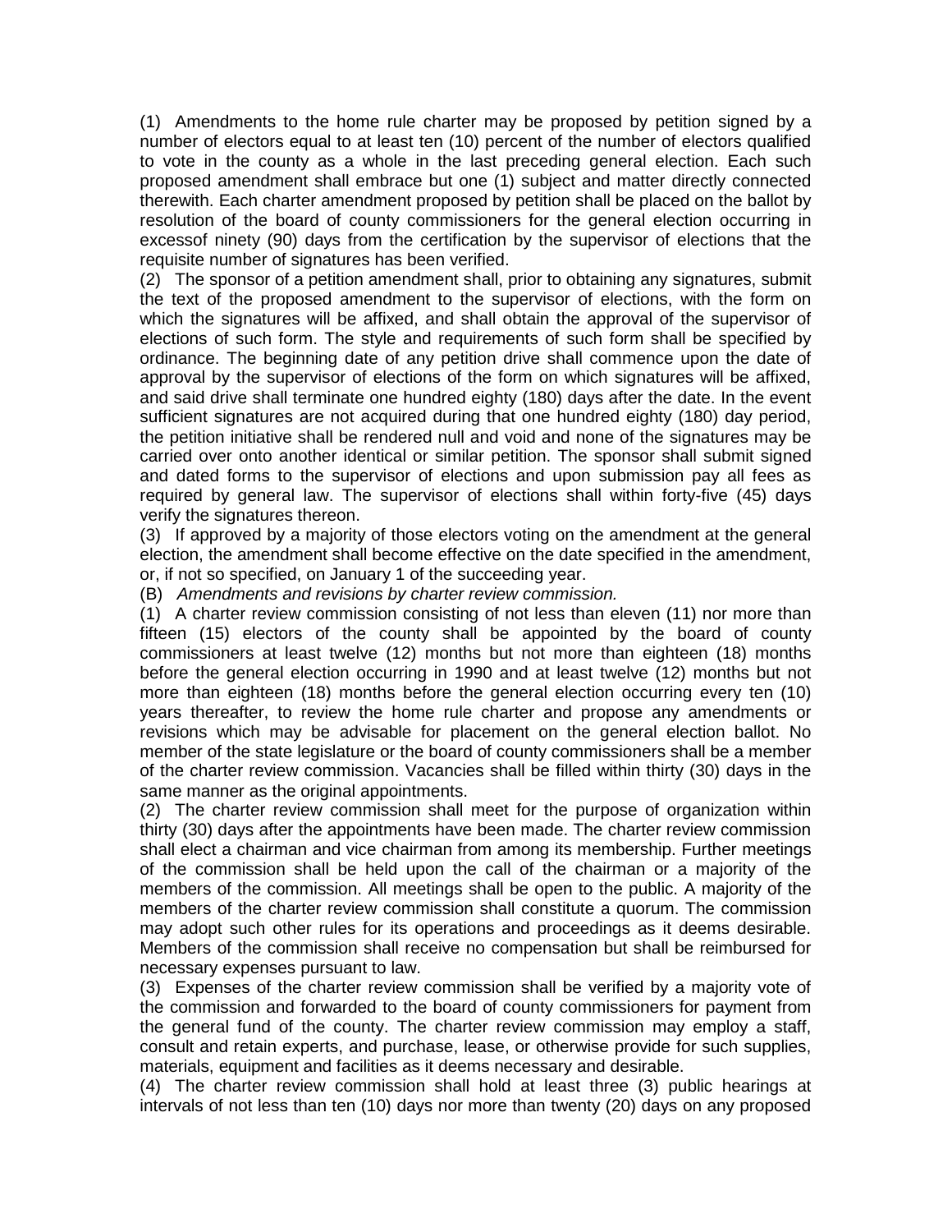(1) Amendments to the home rule charter may be proposed by petition signed by a number of electors equal to at least ten (10) percent of the number of electors qualified to vote in the county as a whole in the last preceding general election. Each such proposed amendment shall embrace but one (1) subject and matter directly connected therewith. Each charter amendment proposed by petition shall be placed on the ballot by resolution of the board of county commissioners for the general election occurring in excessof ninety (90) days from the certification by the supervisor of elections that the requisite number of signatures has been verified.

(2) The sponsor of a petition amendment shall, prior to obtaining any signatures, submit the text of the proposed amendment to the supervisor of elections, with the form on which the signatures will be affixed, and shall obtain the approval of the supervisor of elections of such form. The style and requirements of such form shall be specified by ordinance. The beginning date of any petition drive shall commence upon the date of approval by the supervisor of elections of the form on which signatures will be affixed, and said drive shall terminate one hundred eighty (180) days after the date. In the event sufficient signatures are not acquired during that one hundred eighty (180) day period, the petition initiative shall be rendered null and void and none of the signatures may be carried over onto another identical or similar petition. The sponsor shall submit signed and dated forms to the supervisor of elections and upon submission pay all fees as required by general law. The supervisor of elections shall within forty-five (45) days verify the signatures thereon.

(3) If approved by a majority of those electors voting on the amendment at the general election, the amendment shall become effective on the date specified in the amendment, or, if not so specified, on January 1 of the succeeding year.

(B) *Amendments and revisions by charter review commission.*

(1) A charter review commission consisting of not less than eleven (11) nor more than fifteen (15) electors of the county shall be appointed by the board of county commissioners at least twelve (12) months but not more than eighteen (18) months before the general election occurring in 1990 and at least twelve (12) months but not more than eighteen (18) months before the general election occurring every ten (10) years thereafter, to review the home rule charter and propose any amendments or revisions which may be advisable for placement on the general election ballot. No member of the state legislature or the board of county commissioners shall be a member of the charter review commission. Vacancies shall be filled within thirty (30) days in the same manner as the original appointments.

(2) The charter review commission shall meet for the purpose of organization within thirty (30) days after the appointments have been made. The charter review commission shall elect a chairman and vice chairman from among its membership. Further meetings of the commission shall be held upon the call of the chairman or a majority of the members of the commission. All meetings shall be open to the public. A majority of the members of the charter review commission shall constitute a quorum. The commission may adopt such other rules for its operations and proceedings as it deems desirable. Members of the commission shall receive no compensation but shall be reimbursed for necessary expenses pursuant to law.

(3) Expenses of the charter review commission shall be verified by a majority vote of the commission and forwarded to the board of county commissioners for payment from the general fund of the county. The charter review commission may employ a staff, consult and retain experts, and purchase, lease, or otherwise provide for such supplies, materials, equipment and facilities as it deems necessary and desirable.

(4) The charter review commission shall hold at least three (3) public hearings at intervals of not less than ten (10) days nor more than twenty (20) days on any proposed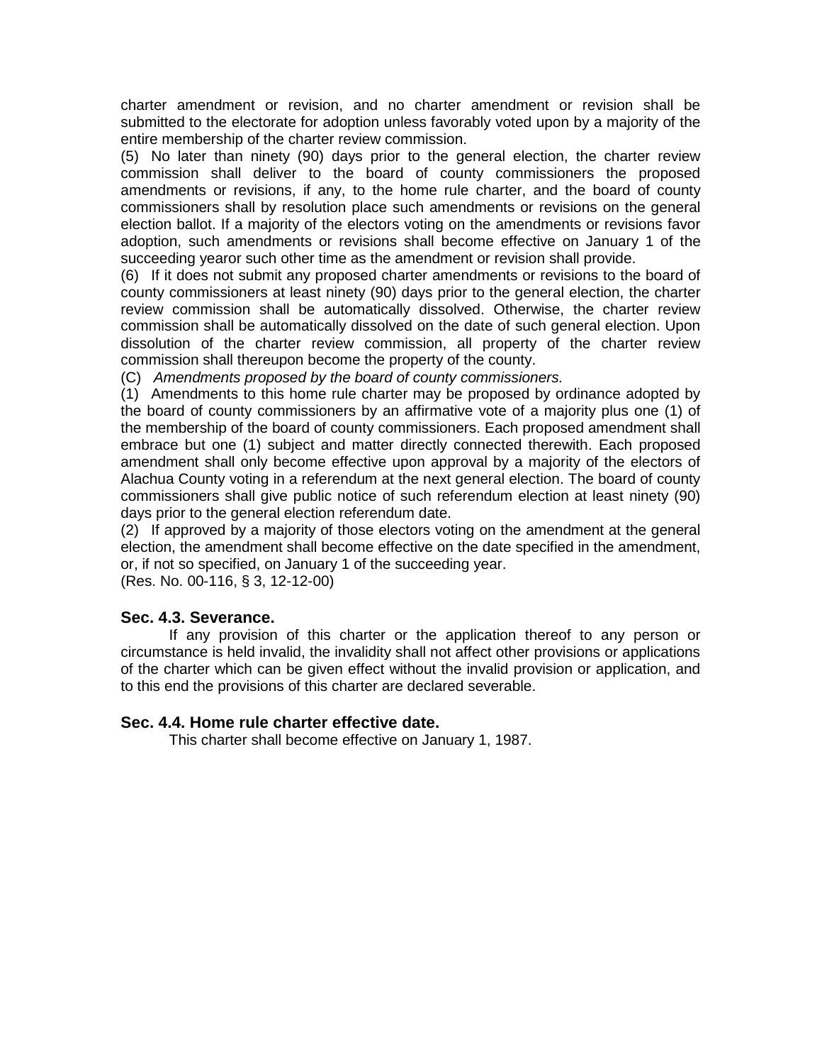charter amendment or revision, and no charter amendment or revision shall be submitted to the electorate for adoption unless favorably voted upon by a majority of the entire membership of the charter review commission.

(5) No later than ninety (90) days prior to the general election, the charter review commission shall deliver to the board of county commissioners the proposed amendments or revisions, if any, to the home rule charter, and the board of county commissioners shall by resolution place such amendments or revisions on the general election ballot. If a majority of the electors voting on the amendments or revisions favor adoption, such amendments or revisions shall become effective on January 1 of the succeeding yearor such other time as the amendment or revision shall provide.

(6) If it does not submit any proposed charter amendments or revisions to the board of county commissioners at least ninety (90) days prior to the general election, the charter review commission shall be automatically dissolved. Otherwise, the charter review commission shall be automatically dissolved on the date of such general election. Upon dissolution of the charter review commission, all property of the charter review commission shall thereupon become the property of the county.

(C) *Amendments proposed by the board of county commissioners.*

(1) Amendments to this home rule charter may be proposed by ordinance adopted by the board of county commissioners by an affirmative vote of a majority plus one (1) of the membership of the board of county commissioners. Each proposed amendment shall embrace but one (1) subject and matter directly connected therewith. Each proposed amendment shall only become effective upon approval by a majority of the electors of Alachua County voting in a referendum at the next general election. The board of county commissioners shall give public notice of such referendum election at least ninety (90) days prior to the general election referendum date.

(2) If approved by a majority of those electors voting on the amendment at the general election, the amendment shall become effective on the date specified in the amendment, or, if not so specified, on January 1 of the succeeding year.

(Res. No. 00-116, § 3, 12-12-00)

### Sec. 4.3. Severance.

If any provision of this charter or the application thereof to any person or circumstance is held invalid, the invalidity shall not affect other provisions or applications of the charter which can be given effect without the invalid provision or application, and to this end the provisions of this charter are declared severable.

### Sec. 4.4. Home rule charter effective date.

This charter shall become effective on January 1, 1987.